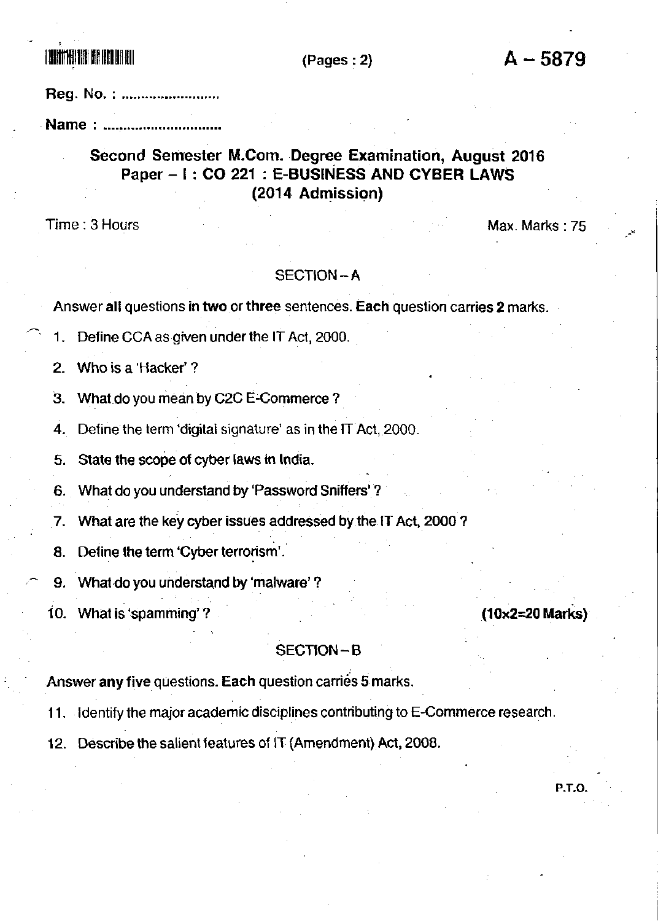(Pages : 2)

# A – 5879

Reg. No. : ......................

Name : ..........................

## Second Semester M.Com. Degree Examination, August 2016
## Paper – I : CO 221 : E-BUSINESS AND CYBER LAWS
## (2014 Admission)

Time : 3 Hours

Max. Marks : 75

### SECTION – A

Answer **all** questions **in two** or **three** sentences. **Each** question carries **2** marks.

1. Define CCA as given under the IT Act, 2000.
2. Who is a 'Hacker' ?
3. What do you mean by C2C E-Commerce ?
4. Define the term 'digital signature' as in the IT Act, 2000.
5. State the scope of cyber laws in India.
6. What do you understand by 'Password Sniffers' ?
7. What are the key cyber issues addressed by the IT Act, 2000 ?
8. Define the term 'Cyber terrorism'.
9. What do you understand by 'malware' ?
10. What is 'spamming' ?

**(10x2=20 Marks)**

### SECTION – B

Answer **any five** questions. **Each** question carries **5** marks.

11. Identify the major academic disciplines contributing to E-Commerce research.
12. Describe the salient features of IT (Amendment) Act, 2008.

P.T.O.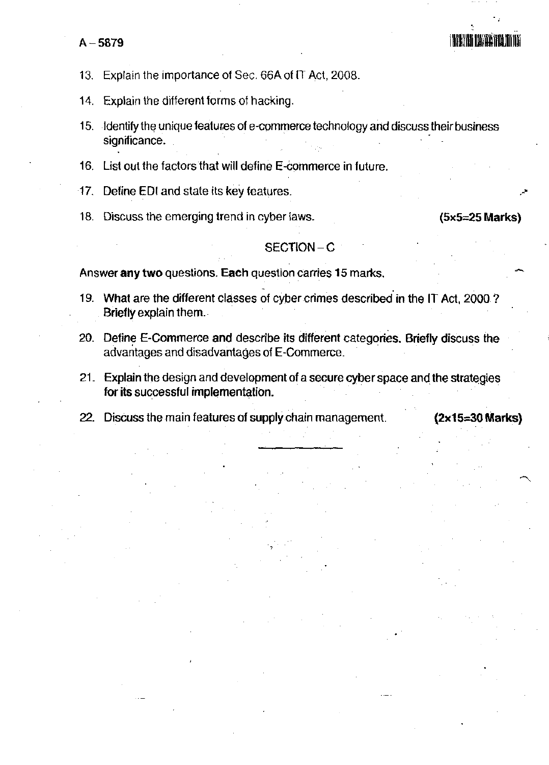13. Explain the importance of Sec. 66A of IT Act, 2008.
14. Explain the different forms of hacking.
15. Identify the unique features of e-commerce technology and discuss their business significance.
16. List out the factors that will define E-commerce in future.
17. Define EDI and state its key features.
18. Discuss the emerging trend in cyber laws. **(5x5=25 Marks)**

## SECTION – C

Answer **any two** questions. **Each** question carries **15** marks.

19. What are the different classes of cyber crimes described in the IT Act, 2000 ? Briefly explain them.
20. Define E-Commerce and describe its different categories. Briefly discuss the advantages and disadvantages of E-Commerce.
21. Explain the design and development of a secure cyber space and the strategies for its successful implementation.
22. Discuss the main features of supply chain management. **(2x15=30 Marks)**

---